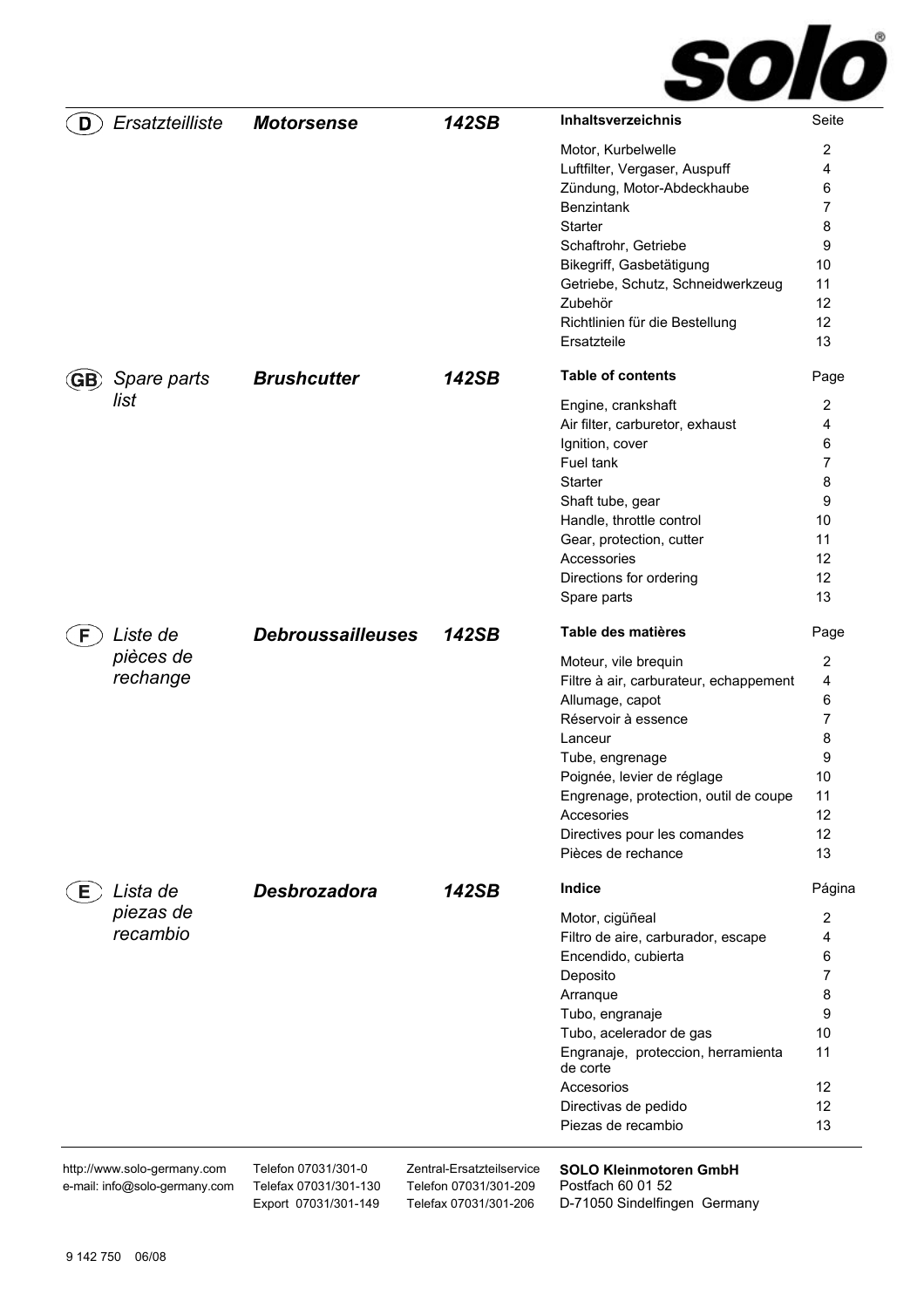solo®

## D — *Ersatzteilliste* — ***Motorsense*** — ***142SB***

| **Inhaltsverzeichnis** | Seite |
| --- | --- |
| Motor, Kurbelwelle | 2 |
| Luftfilter, Vergaser, Auspuff | 4 |
| Zündung, Motor-Abdeckhaube | 6 |
| Benzintank | 7 |
| Starter | 8 |
| Schaftrohr, Getriebe | 9 |
| Bikegriff, Gasbetätigung | 10 |
| Getriebe, Schutz, Schneidwerkzeug | 11 |
| Zubehör | 12 |
| Richtlinien für die Bestellung | 12 |
| Ersatzteile | 13 |

## GB — *Spare parts list* — ***Brushcutter*** — ***142SB***

| **Table of contents** | Page |
| --- | --- |
| Engine, crankshaft | 2 |
| Air filter, carburetor, exhaust | 4 |
| Ignition, cover | 6 |
| Fuel tank | 7 |
| Starter | 8 |
| Shaft tube, gear | 9 |
| Handle, throttle control | 10 |
| Gear, protection, cutter | 11 |
| Accessories | 12 |
| Directions for ordering | 12 |
| Spare parts | 13 |

## F — *Liste de pièces de rechange* — ***Debroussailleuses*** — ***142SB***

| **Table des matières** | Page |
| --- | --- |
| Moteur, vile brequin | 2 |
| Filtre à air, carburateur, echappement | 4 |
| Allumage, capot | 6 |
| Réservoir à essence | 7 |
| Lanceur | 8 |
| Tube, engrenage | 9 |
| Poignée, levier de réglage | 10 |
| Engrenage, protection, outil de coupe | 11 |
| Accesories | 12 |
| Directives pour les comandes | 12 |
| Pièces de rechance | 13 |

## E — *Lista de piezas de recambio* — ***Desbrozadora*** — ***142SB***

| **Indice** | Página |
| --- | --- |
| Motor, cigüñeal | 2 |
| Filtro de aire, carburador, escape | 4 |
| Encendido, cubierta | 6 |
| Deposito | 7 |
| Arranque | 8 |
| Tubo, engranaje | 9 |
| Tubo, acelerador de gas | 10 |
| Engranaje, proteccion, herramienta de corte | 11 |
| Accesorios | 12 |
| Directivas de pedido | 12 |
| Piezas de recambio | 13 |

---

http://www.solo-germany.com
e-mail: info@solo-germany.com

Telefon 07031/301-0
Telefax 07031/301-130
Export 07031/301-149

Zentral-Ersatzteilservice
Telefon 07031/301-209
Telefax 07031/301-206

**SOLO Kleinmotoren GmbH**
Postfach 60 01 52
D-71050 Sindelfingen Germany

9 142 750 06/08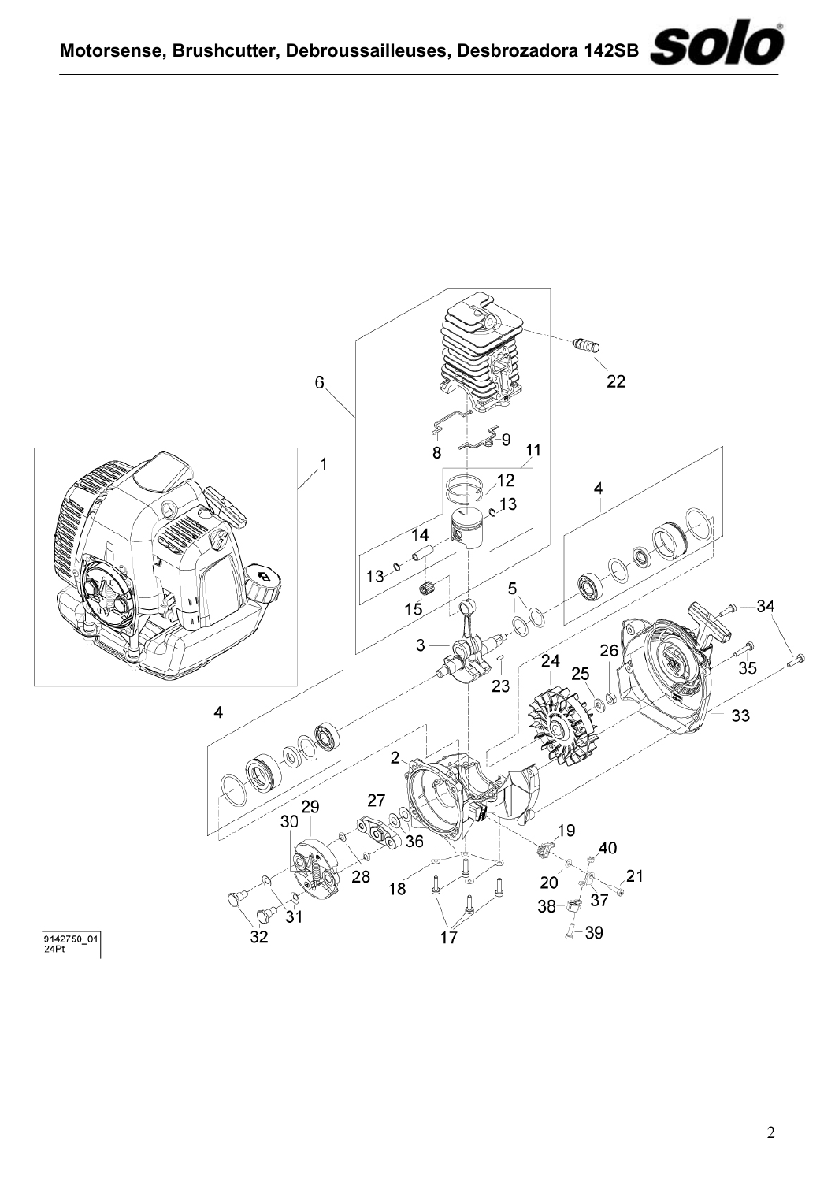9142750_01
24Pt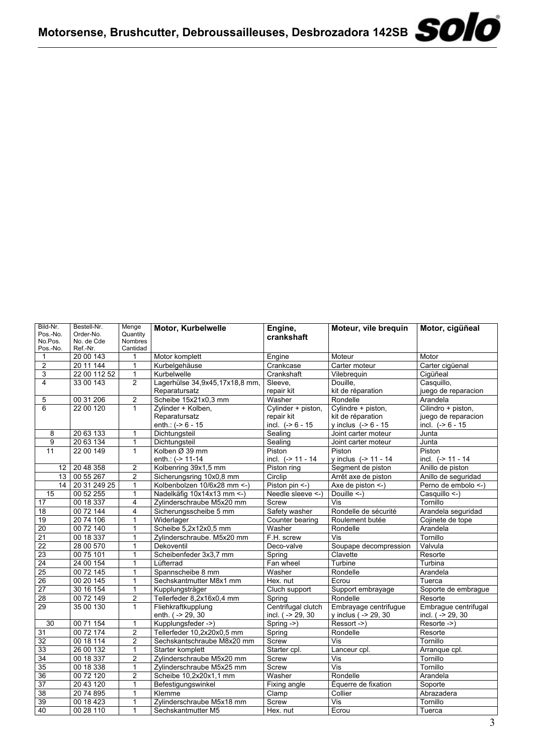# Motorsense, Brushcutter, Debroussailleuses, Desbrozadora 142SB

| Bild-Nr. Pos.-No. No.Pos. Pos.-No. | Bestell-Nr. Order-No. No. de Cde Ref.-Nr. | Menge Quantity Nombres Cantidad | Motor, Kurbelwelle | Engine, crankshaft | Moteur, vile brequin | Motor, cigüñeal |
|---|---|---|---|---|---|---|
| 1 | 20 00 143 | 1 | Motor komplett | Engine | Moteur | Motor |
| 2 | 20 11 144 | 1 | Kurbelgehäuse | Crankcase | Carter moteur | Carter cigüenal |
| 3 | 22 00 112 52 | 1 | Kurbelwelle | Crankshaft | Vilebrequin | Cigüñeal |
| 4 | 33 00 143 | 2 | Lagerhülse 34,9x45,17x18,8 mm, Reparatursatz | Sleeve, repair kit | Douille, kit de réparation | Casquillo, juego de reparacion |
| 5 | 00 31 206 | 2 | Scheibe 15x21x0,3 mm | Washer | Rondelle | Arandela |
| 6 | 22 00 120 | 1 | Zylinder + Kolben, Reparatursatz enth.: (-> 6 - 15 | Cylinder + piston, repair kit incl. (-> 6 - 15 | Cylindre + piston, kit de réparation y inclus (-> 6 - 15 | Cilindro + piston, juego de reparacion incl. (-> 6 - 15 |
| 8 | 20 63 133 | 1 | Dichtungsteil | Sealing | Joint carter moteur | Junta |
| 9 | 20 63 134 | 1 | Dichtungsteil | Sealing | Joint carter moteur | Junta |
| 11 | 22 00 149 | 1 | Kolben Ø 39 mm enth.: (-> 11-14 | Piston incl. (-> 11 - 14 | Piston y inclus (-> 11 - 14 | Piston incl. (-> 11 - 14 |
| 12 | 20 48 358 | 2 | Kolbenring 39x1,5 mm | Piston ring | Segment de piston | Anillo de piston |
| 13 | 00 55 267 | 2 | Sicherungsring 10x0,8 mm | Circlip | Arrêt axe de piston | Anillo de seguridad |
| 14 | 20 31 249 25 | 1 | Kolbenbolzen 10/6x28 mm <-) | Piston pin <-) | Axe de piston <-) | Perno de embolo <-) |
| 15 | 00 52 255 | 1 | Nadelkäfig 10x14x13 mm <-) | Needle sleeve <-) | Douille <-) | Casquillo <-) |
| 17 | 00 18 337 | 4 | Zylinderschraube M5x20 mm | Screw | Vis | Tornillo |
| 18 | 00 72 144 | 4 | Sicherungsscheibe 5 mm | Safety washer | Rondelle de sécurité | Arandela seguridad |
| 19 | 20 74 106 | 1 | Widerlager | Counter bearing | Roulement butée | Cojinete de tope |
| 20 | 00 72 140 | 1 | Scheibe 5,2x12x0,5 mm | Washer | Rondelle | Arandela |
| 21 | 00 18 337 | 1 | Zylinderschraube. M5x20 mm | F.H. screw | Vis | Tornillo |
| 22 | 28 00 570 | 1 | Dekoventil | Deco-valve | Soupape decompression | Valvula |
| 23 | 00 75 101 | 1 | Scheibenfeder 3x3,7 mm | Spring | Clavette | Resorte |
| 24 | 24 00 154 | 1 | Lüfterrad | Fan wheel | Turbine | Turbina |
| 25 | 00 72 145 | 1 | Spannscheibe 8 mm | Washer | Rondelle | Arandela |
| 26 | 00 20 145 | 1 | Sechskantmutter M8x1 mm | Hex. nut | Ecrou | Tuerca |
| 27 | 30 16 154 | 1 | Kupplungsträger | Cluch support | Support embrayage | Soporte de embrague |
| 28 | 00 72 149 | 2 | Tellerfeder 8,2x16x0,4 mm | Spring | Rondelle | Resorte |
| 29 | 35 00 130 | 1 | Fliehkraftkupplung enth. ( -> 29, 30 | Centrifugal clutch incl. ( -> 29, 30 | Embrayage centrifugue y inclus ( -> 29, 30 | Embrague centrifugal incl. ( -> 29, 30 |
| 30 | 00 71 154 | 1 | Kupplungsfeder ->) | Spring ->) | Ressort ->) | Resorte ->) |
| 31 | 00 72 174 | 2 | Tellerfeder 10,2x20x0,5 mm | Spring | Rondelle | Resorte |
| 32 | 00 18 114 | 2 | Sechskantschraube M8x20 mm | Screw | Vis | Tornillo |
| 33 | 26 00 132 | 1 | Starter komplett | Starter cpl. | Lanceur cpl. | Arranque cpl. |
| 34 | 00 18 337 | 2 | Zylinderschraube M5x20 mm | Screw | Vis | Tornillo |
| 35 | 00 18 338 | 1 | Zylinderschraube M5x25 mm | Screw | Vis | Tornillo |
| 36 | 00 72 120 | 2 | Scheibe 10,2x20x1,1 mm | Washer | Rondelle | Arandela |
| 37 | 20 43 120 | 1 | Befestigungswinkel | Fixing angle | Équerre de fixation | Soporte |
| 38 | 20 74 895 | 1 | Klemme | Clamp | Collier | Abrazadera |
| 39 | 00 18 423 | 1 | Zylinderschraube M5x18 mm | Screw | Vis | Tornillo |
| 40 | 00 28 110 | 1 | Sechskantmutter M5 | Hex. nut | Ecrou | Tuerca |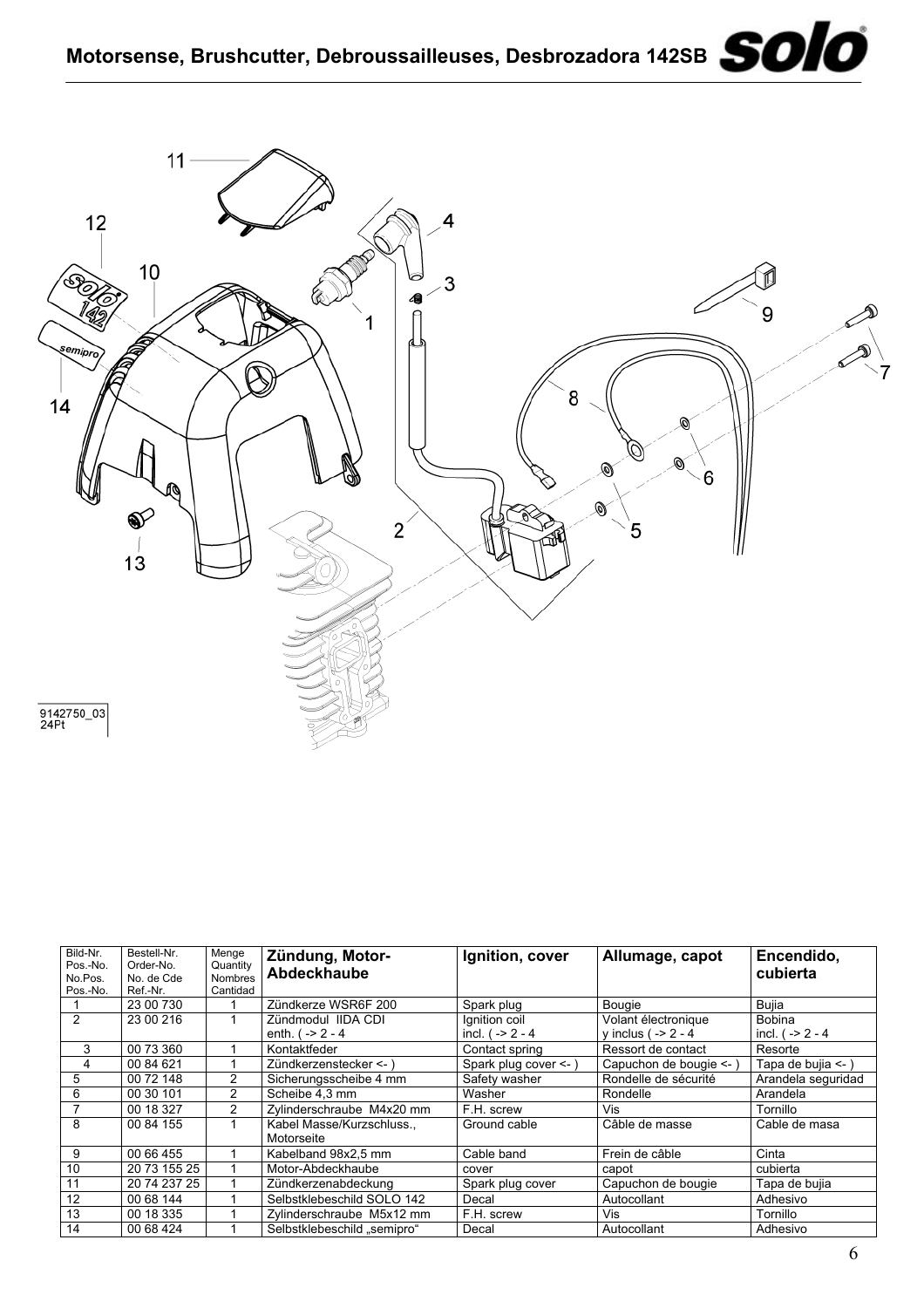# Motorsense, Brushcutter, Debroussailleuses, Desbrozadora 142SB

9142750_03
24Pt

| Bild-Nr. Pos.-No. No.Pos. Pos.-No. | Bestell-Nr. Order-No. No. de Cde Ref.-Nr. | Menge Quantity Nombres Cantidad | **Zündung, Motor-Abdeckhaube** | **Ignition, cover** | **Allumage, capot** | **Encendido, cubierta** |
|---|---|---|---|---|---|---|
| 1 | 23 00 730 | 1 | Zündkerze WSR6F 200 | Spark plug | Bougie | Bujia |
| 2 | 23 00 216 | 1 | Zündmodul IIDA CDI enth. ( -> 2 - 4 | Ignition coil incl. ( -> 2 - 4 | Volant électronique y inclus ( -> 2 - 4 | Bobina incl. ( -> 2 - 4 |
| 3 | 00 73 360 | 1 | Kontaktfeder | Contact spring | Ressort de contact | Resorte |
| 4 | 00 84 621 | 1 | Zündkerzenstecker <- ) | Spark plug cover <- ) | Capuchon de bougie <- ) | Tapa de bujia <- ) |
| 5 | 00 72 148 | 2 | Sicherungsscheibe 4 mm | Safety washer | Rondelle de sécurité | Arandela seguridad |
| 6 | 00 30 101 | 2 | Scheibe 4,3 mm | Washer | Rondelle | Arandela |
| 7 | 00 18 327 | 2 | Zylinderschraube M4x20 mm | F.H. screw | Vis | Tornillo |
| 8 | 00 84 155 | 1 | Kabel Masse/Kurzschluss., Motorseite | Ground cable | Câble de masse | Cable de masa |
| 9 | 00 66 455 | 1 | Kabelband 98x2,5 mm | Cable band | Frein de câble | Cinta |
| 10 | 20 73 155 25 | 1 | Motor-Abdeckhaube | cover | capot | cubierta |
| 11 | 20 74 237 25 | 1 | Zündkerzenabdeckung | Spark plug cover | Capuchon de bougie | Tapa de bujia |
| 12 | 00 68 144 | 1 | Selbstklebeschild SOLO 142 | Decal | Autocollant | Adhesivo |
| 13 | 00 18 335 | 1 | Zylinderschraube M5x12 mm | F.H. screw | Vis | Tornillo |
| 14 | 00 68 424 | 1 | Selbstklebeschild „semipro“ | Decal | Autocollant | Adhesivo |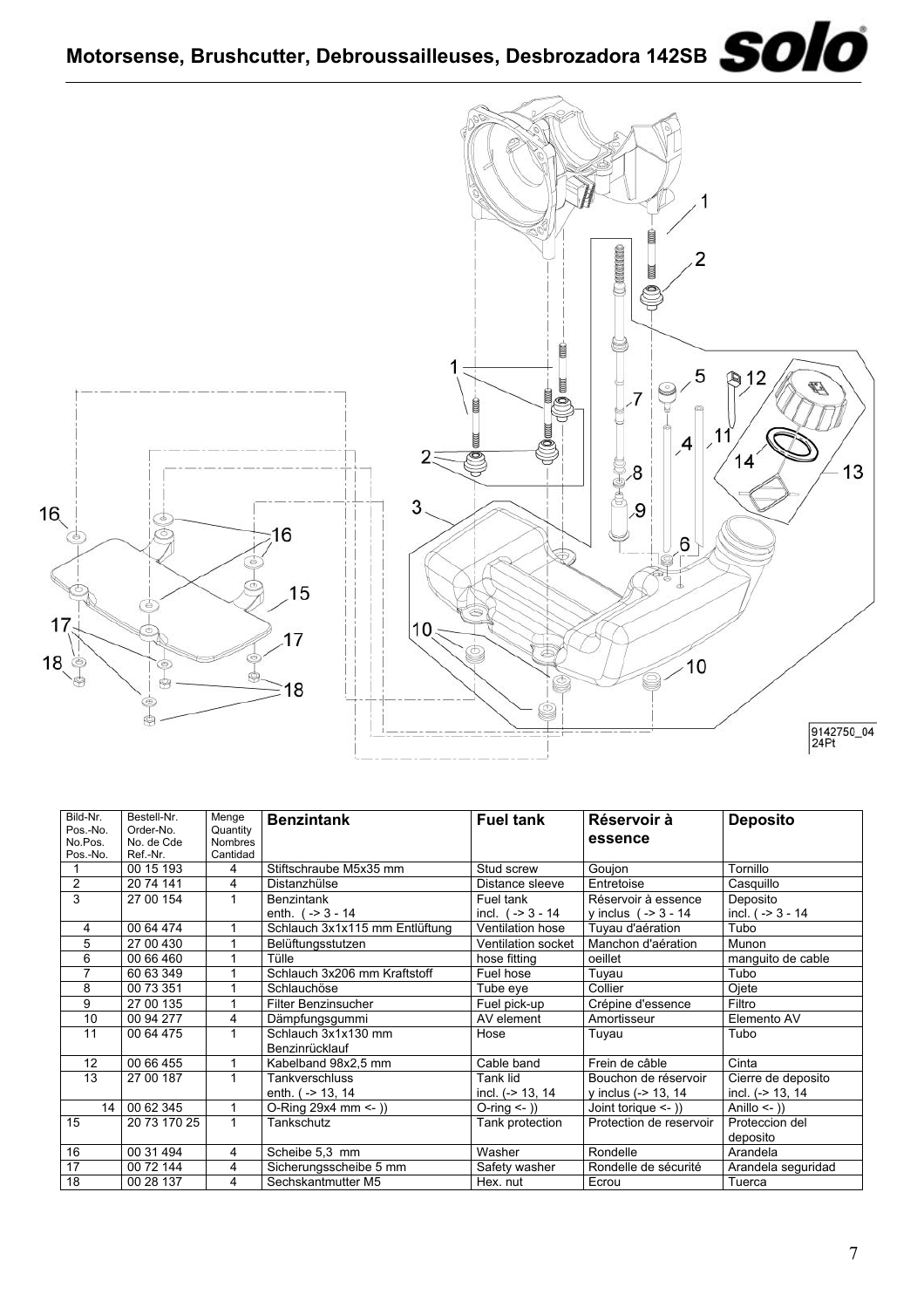# Motorsense, Brushcutter, Debroussailleuses, Desbrozadora 142SB

9142750_04
24Pt

| Bild-Nr. Pos.-No. No.Pos. Pos.-No. | Bestell-Nr. Order-No. No. de Cde Ref.-Nr. | Menge Quantity Nombres Cantidad | **Benzintank** | **Fuel tank** | **Réservoir à essence** | **Deposito** |
|---|---|---|---|---|---|---|
| 1 | 00 15 193 | 4 | Stiftschraube M5x35 mm | Stud screw | Goujon | Tornillo |
| 2 | 20 74 141 | 4 | Distanzhülse | Distance sleeve | Entretoise | Casquillo |
| 3 | 27 00 154 | 1 | Benzintank enth. ( -> 3 - 14 | Fuel tank incl. ( -> 3 - 14 | Réservoir à essence y inclus ( -> 3 - 14 | Deposito incl. ( -> 3 - 14 |
| 4 | 00 64 474 | 1 | Schlauch 3x1x115 mm Entlüftung | Ventilation hose | Tuyau d'aération | Tubo |
| 5 | 27 00 430 | 1 | Belüftungsstutzen | Ventilation socket | Manchon d'aération | Munon |
| 6 | 00 66 460 | 1 | Tülle | hose fitting | oeillet | manguito de cable |
| 7 | 60 63 349 | 1 | Schlauch 3x206 mm Kraftstoff | Fuel hose | Tuyau | Tubo |
| 8 | 00 73 351 | 1 | Schlauchöse | Tube eye | Collier | Ojete |
| 9 | 27 00 135 | 1 | Filter Benzinsucher | Fuel pick-up | Crépine d'essence | Filtro |
| 10 | 00 94 277 | 4 | Dämpfungsgummi | AV element | Amortisseur | Elemento AV |
| 11 | 00 64 475 | 1 | Schlauch 3x1x130 mm Benzinrücklauf | Hose | Tuyau | Tubo |
| 12 | 00 66 455 | 1 | Kabelband 98x2,5 mm | Cable band | Frein de câble | Cinta |
| 13 | 27 00 187 | 1 | Tankverschluss enth. ( -> 13, 14 | Tank lid incl. (-> 13, 14 | Bouchon de réservoir y inclus (-> 13, 14 | Cierre de deposito incl. (-> 13, 14 |
| 14 | 00 62 345 | 1 | O-Ring 29x4 mm <- )) | O-ring <- )) | Joint torique <- )) | Anillo <- )) |
| 15 | 20 73 170 25 | 1 | Tankschutz | Tank protection | Protection de reservoir | Proteccion del deposito |
| 16 | 00 31 494 | 4 | Scheibe 5,3 mm | Washer | Rondelle | Arandela |
| 17 | 00 72 144 | 4 | Sicherungsscheibe 5 mm | Safety washer | Rondelle de sécurité | Arandela seguridad |
| 18 | 00 28 137 | 4 | Sechskantmutter M5 | Hex. nut | Ecrou | Tuerca |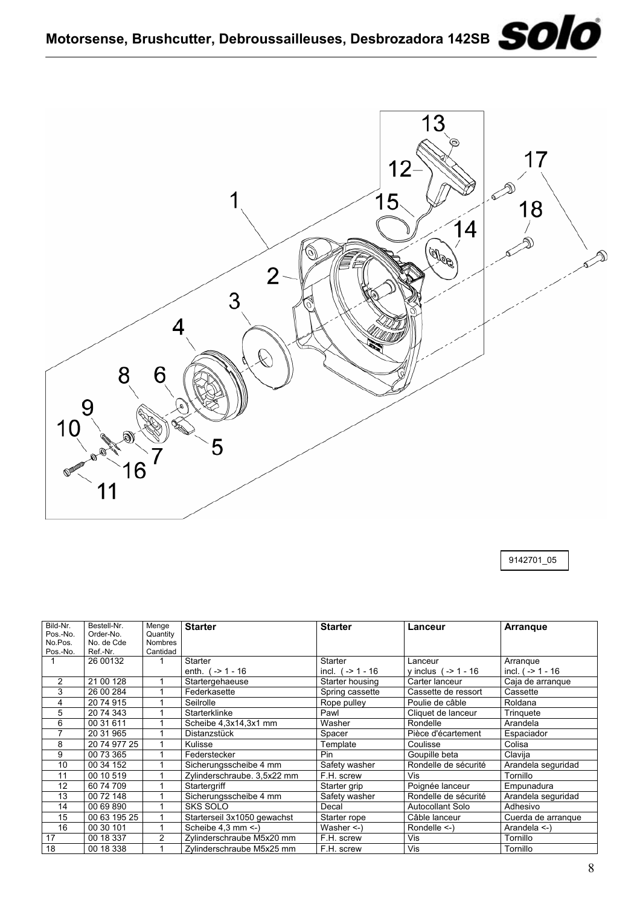# Motorsense, Brushcutter, Debroussailleuses, Desbrozadora 142SB

9142701_05

| Bild-Nr. Pos.-No. No.Pos. Pos.-No. | Bestell-Nr. Order-No. No. de Cde Ref.-Nr. | Menge Quantity Nombres Cantidad | **Starter** | **Starter** | **Lanceur** | **Arranque** |
|---|---|---|---|---|---|---|
| 1 | 26 00132 | 1 | Starter enth. ( -> 1 - 16 | Starter incl. ( -> 1 - 16 | Lanceur y inclus ( -> 1 - 16 | Arranque incl. ( -> 1 - 16 |
| 2 | 21 00 128 | 1 | Startergehaeuse | Starter housing | Carter lanceur | Caja de arranque |
| 3 | 26 00 284 | 1 | Federkasette | Spring cassette | Cassette de ressort | Cassette |
| 4 | 20 74 915 | 1 | Seilrolle | Rope pulley | Poulie de câble | Roldana |
| 5 | 20 74 343 | 1 | Starterklinke | Pawl | Cliquet de lanceur | Trinquete |
| 6 | 00 31 611 | 1 | Scheibe 4,3x14,3x1 mm | Washer | Rondelle | Arandela |
| 7 | 20 31 965 | 1 | Distanzstück | Spacer | Pièce d'écartement | Espaciador |
| 8 | 20 74 977 25 | 1 | Kulisse | Template | Coulisse | Colisa |
| 9 | 00 73 365 | 1 | Federstecker | Pin | Goupille beta | Clavija |
| 10 | 00 34 152 | 1 | Sicherungsscheibe 4 mm | Safety washer | Rondelle de sécurité | Arandela seguridad |
| 11 | 00 10 519 | 1 | Zylinderschraube. 3,5x22 mm | F.H. screw | Vis | Tornillo |
| 12 | 60 74 709 | 1 | Startergriff | Starter grip | Poignée lanceur | Empunadura |
| 13 | 00 72 148 | 1 | Sicherungsscheibe 4 mm | Safety washer | Rondelle de sécurité | Arandela seguridad |
| 14 | 00 69 890 | 1 | SKS SOLO | Decal | Autocollant Solo | Adhesivo |
| 15 | 00 63 195 25 | 1 | Starterseil 3x1050 gewachst | Starter rope | Câble lanceur | Cuerda de arranque |
| 16 | 00 30 101 | 1 | Scheibe 4,3 mm <-) | Washer <-) | Rondelle <-) | Arandela <-) |
| 17 | 00 18 337 | 2 | Zylinderschraube M5x20 mm | F.H. screw | Vis | Tornillo |
| 18 | 00 18 338 | 1 | Zylinderschraube M5x25 mm | F.H. screw | Vis | Tornillo |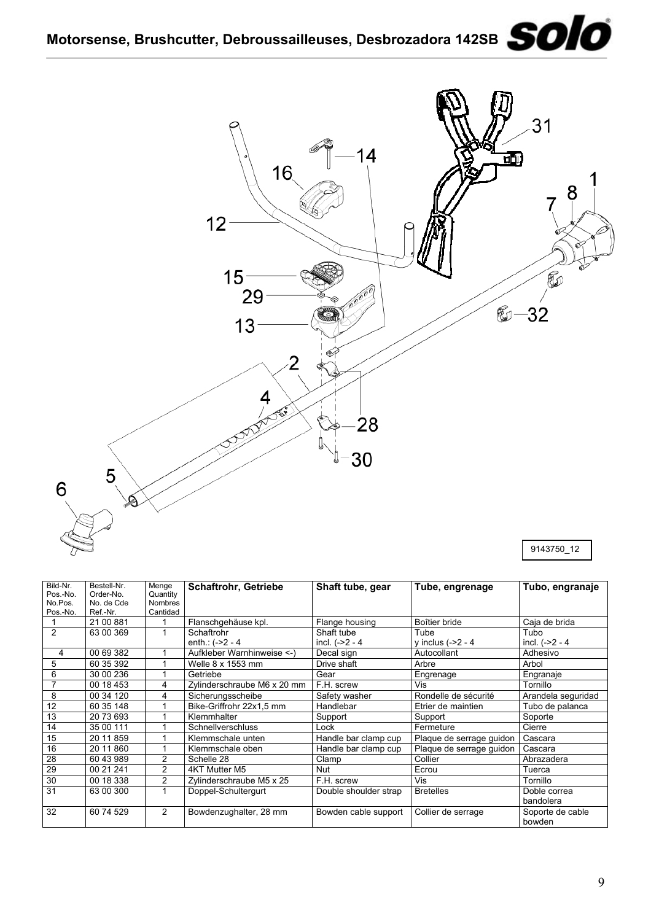# Motorsense, Brushcutter, Debroussailleuses, Desbrozadora 142SB

9143750_12

| Bild-Nr. Pos.-No. No.Pos. Pos.-No. | Bestell-Nr. Order-No. No. de Cde Ref.-Nr. | Menge Quantity Nombres Cantidad | Schaftrohr, Getriebe | Shaft tube, gear | Tube, engrenage | Tubo, engranaje |
|---|---|---|---|---|---|---|
| 1 | 21 00 881 | 1 | Flanschgehäuse kpl. | Flange housing | Boîtier bride | Caja de brida |
| 2 | 63 00 369 | 1 | Schaftrohr enth.: (->2 - 4 | Shaft tube incl. (->2 - 4 | Tube y inclus (->2 - 4 | Tubo incl. (->2 - 4 |
| 4 | 00 69 382 | 1 | Aufkleber Warnhinweise <-) | Decal sign | Autocollant | Adhesivo |
| 5 | 60 35 392 | 1 | Welle 8 x 1553 mm | Drive shaft | Arbre | Arbol |
| 6 | 30 00 236 | 1 | Getriebe | Gear | Engrenage | Engranaje |
| 7 | 00 18 453 | 4 | Zylinderschraube M6 x 20 mm | F.H. screw | Vis | Tornillo |
| 8 | 00 34 120 | 4 | Sicherungsscheibe | Safety washer | Rondelle de sécurité | Arandela seguridad |
| 12 | 60 35 148 | 1 | Bike-Griffrohr 22x1,5 mm | Handlebar | Etrier de maintien | Tubo de palanca |
| 13 | 20 73 693 | 1 | Klemmhalter | Support | Support | Soporte |
| 14 | 35 00 111 | 1 | Schnellverschluss | Lock | Fermeture | Cierre |
| 15 | 20 11 859 | 1 | Klemmschale unten | Handle bar clamp cup | Plaque de serrage guidon | Cascara |
| 16 | 20 11 860 | 1 | Klemmschale oben | Handle bar clamp cup | Plaque de serrage guidon | Cascara |
| 28 | 60 43 989 | 2 | Schelle 28 | Clamp | Collier | Abrazadera |
| 29 | 00 21 241 | 2 | 4KT Mutter M5 | Nut | Ecrou | Tuerca |
| 30 | 00 18 338 | 2 | Zylinderschraube M5 x 25 | F.H. screw | Vis | Tornillo |
| 31 | 63 00 300 | 1 | Doppel-Schultergurt | Double shoulder strap | Bretelles | Doble correa bandolera |
| 32 | 60 74 529 | 2 | Bowdenzughalter, 28 mm | Bowden cable support | Collier de serrage | Soporte de cable bowden |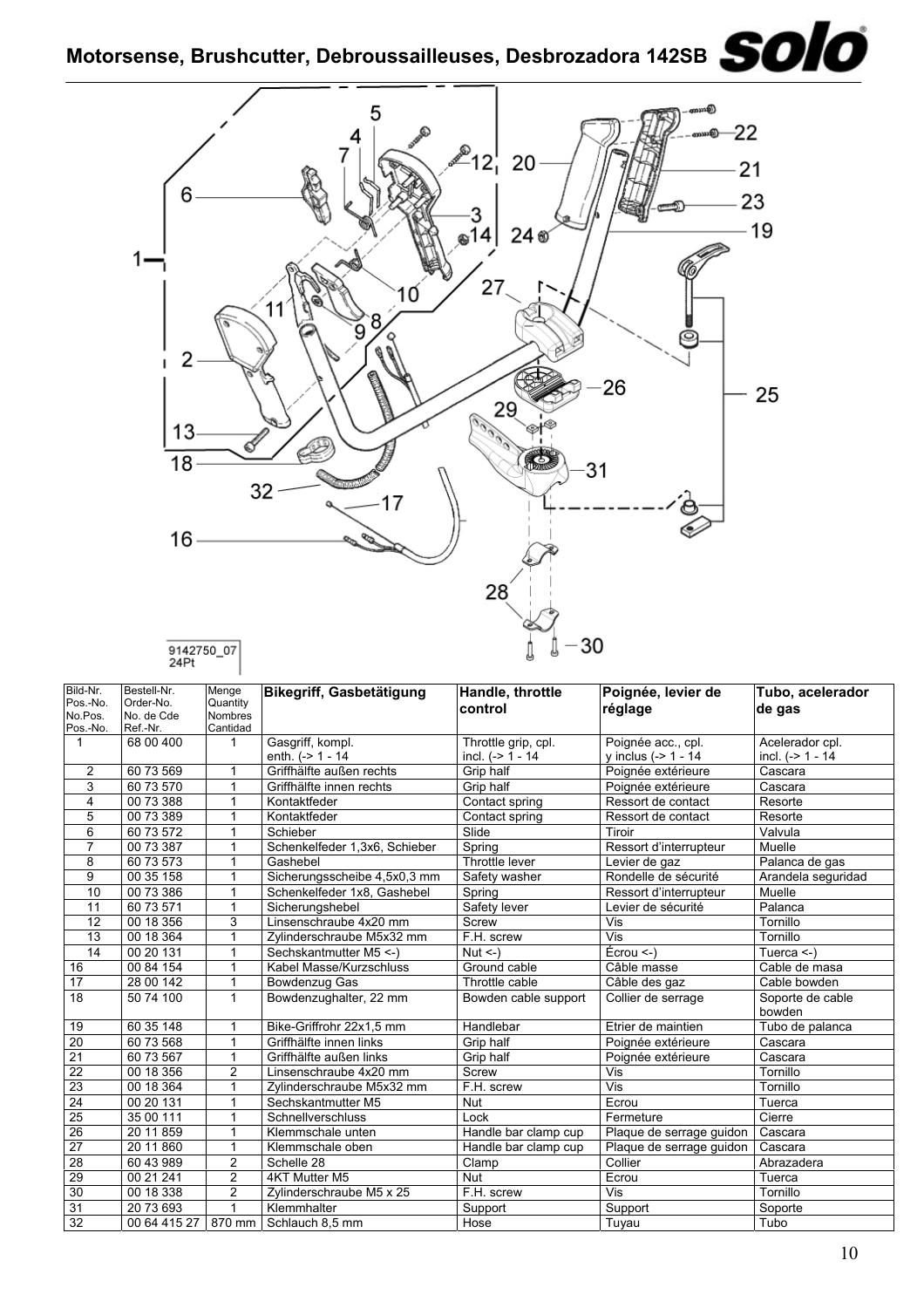# Motorsense, Brushcutter, Debroussailleuses, Desbrozadora 142SB

9142750_07
24Pt

| Bild-Nr. Pos.-No. No.Pos. Pos.-No. | Bestell-Nr. Order-No. No. de Cde Ref.-Nr. | Menge Quantity Nombres Cantidad | Bikegriff, Gasbetätigung | Handle, throttle control | Poignée, levier de réglage | Tubo, acelerador de gas |
|---|---|---|---|---|---|---|
| 1 | 68 00 400 | 1 | Gasgriff, kompl. enth. (-> 1 - 14 | Throttle grip, cpl. incl. (-> 1 - 14 | Poignée acc., cpl. y inclus (-> 1 - 14 | Acelerador cpl. incl. (-> 1 - 14 |
| 2 | 60 73 569 | 1 | Griffhälfte außen rechts | Grip half | Poignée extérieure | Cascara |
| 3 | 60 73 570 | 1 | Griffhälfte innen rechts | Grip half | Poignée extérieure | Cascara |
| 4 | 00 73 388 | 1 | Kontaktfeder | Contact spring | Ressort de contact | Resorte |
| 5 | 00 73 389 | 1 | Kontaktfeder | Contact spring | Ressort de contact | Resorte |
| 6 | 60 73 572 | 1 | Schieber | Slide | Tiroir | Valvula |
| 7 | 00 73 387 | 1 | Schenkelfeder 1,3x6, Schieber | Spring | Ressort d'interrupteur | Muelle |
| 8 | 60 73 573 | 1 | Gashebel | Throttle lever | Levier de gaz | Palanca de gas |
| 9 | 00 35 158 | 1 | Sicherungsscheibe 4,5x0,3 mm | Safety washer | Rondelle de sécurité | Arandela seguridad |
| 10 | 00 73 386 | 1 | Schenkelfeder 1x8, Gashebel | Spring | Ressort d'interrupteur | Muelle |
| 11 | 60 73 571 | 1 | Sicherungshebel | Safety lever | Levier de sécurité | Palanca |
| 12 | 00 18 356 | 3 | Linsenschraube 4x20 mm | Screw | Vis | Tornillo |
| 13 | 00 18 364 | 1 | Zylinderschraube M5x32 mm | F.H. screw | Vis | Tornillo |
| 14 | 00 20 131 | 1 | Sechskantmutter M5 <-) | Nut <-) | Écrou <-) | Tuerca <-) |
| 16 | 00 84 154 | 1 | Kabel Masse/Kurzschluss | Ground cable | Câble masse | Cable de masa |
| 17 | 28 00 142 | 1 | Bowdenzug Gas | Throttle cable | Câble des gaz | Cable bowden |
| 18 | 50 74 100 | 1 | Bowdenzughalter, 22 mm | Bowden cable support | Collier de serrage | Soporte de cable bowden |
| 19 | 60 35 148 | 1 | Bike-Griffrohr 22x1,5 mm | Handlebar | Etrier de maintien | Tubo de palanca |
| 20 | 60 73 568 | 1 | Griffhälfte innen links | Grip half | Poignée extérieure | Cascara |
| 21 | 60 73 567 | 1 | Griffhälfte außen links | Grip half | Poignée extérieure | Cascara |
| 22 | 00 18 356 | 2 | Linsenschraube 4x20 mm | Screw | Vis | Tornillo |
| 23 | 00 18 364 | 1 | Zylinderschraube M5x32 mm | F.H. screw | Vis | Tornillo |
| 24 | 00 20 131 | 1 | Sechskantmutter M5 | Nut | Ecrou | Tuerca |
| 25 | 35 00 111 | 1 | Schnellverschluss | Lock | Fermeture | Cierre |
| 26 | 20 11 859 | 1 | Klemmschale unten | Handle bar clamp cup | Plaque de serrage guidon | Cascara |
| 27 | 20 11 860 | 1 | Klemmschale oben | Handle bar clamp cup | Plaque de serrage guidon | Cascara |
| 28 | 60 43 989 | 2 | Schelle 28 | Clamp | Collier | Abrazadera |
| 29 | 00 21 241 | 2 | 4KT Mutter M5 | Nut | Ecrou | Tuerca |
| 30 | 00 18 338 | 2 | Zylinderschraube M5 x 25 | F.H. screw | Vis | Tornillo |
| 31 | 20 73 693 | 1 | Klemmhalter | Support | Support | Soporte |
| 32 | 00 64 415 27 | 870 mm | Schlauch 8,5 mm | Hose | Tuyau | Tubo |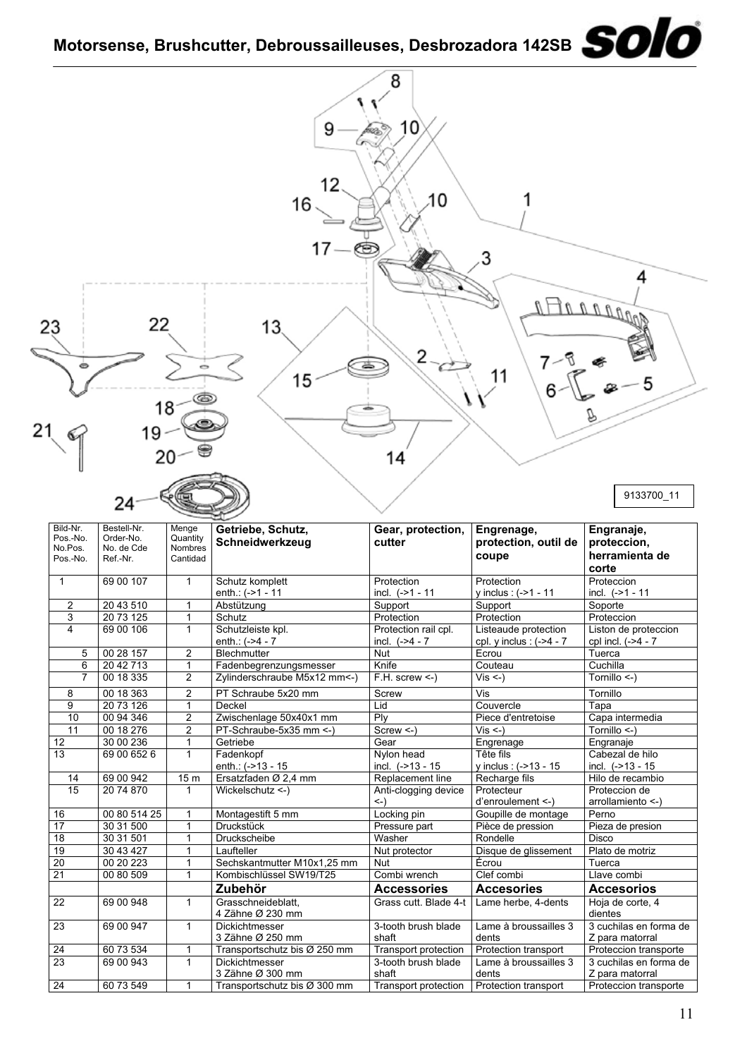# Motorsense, Brushcutter, Debroussailleuses, Desbrozadora 142SB

9133700_11

| Bild-Nr. Pos.-No. No.Pos. Pos.-No. | Bestell-Nr. Order-No. No. de Cde Ref.-Nr. | Menge Quantity Nombres Cantidad | **Getriebe, Schutz, Schneidwerkzeug** | **Gear, protection, cutter** | **Engrenage, protection, outil de coupe** | **Engranaje, proteccion, herramienta de corte** |
|---|---|---|---|---|---|---|
| 1 | 69 00 107 | 1 | Schutz komplett enth.: (->1 - 11 | Protection incl. (->1 - 11 | Protection y inclus : (->1 - 11 | Proteccion incl. (->1 - 11 |
| 2 | 20 43 510 | 1 | Abstützung | Support | Support | Soporte |
| 3 | 20 73 125 | 1 | Schutz | Protection | Protection | Proteccion |
| 4 | 69 00 106 | 1 | Schutzleiste kpl. enth.: (->4 - 7 | Protection rail cpl. incl. (->4 - 7 | Listeaude protection cpl. y inclus : (->4 - 7 | Liston de proteccion cpl incl. (->4 - 7 |
| 5 | 00 28 157 | 2 | Blechmutter | Nut | Ecrou | Tuerca |
| 6 | 20 42 713 | 1 | Fadenbegrenzungsmesser | Knife | Couteau | Cuchilla |
| 7 | 00 18 335 | 2 | Zylinderschraube M5x12 mm<-) | F.H. screw <-) | Vis <-) | Tornillo <-) |
| 8 | 00 18 363 | 2 | PT Schraube 5x20 mm | Screw | Vis | Tornillo |
| 9 | 20 73 126 | 1 | Deckel | Lid | Couvercle | Tapa |
| 10 | 00 94 346 | 2 | Zwischenlage 50x40x1 mm | Ply | Piece d'entretoise | Capa intermedia |
| 11 | 00 18 276 | 2 | PT-Schraube-5x35 mm <-) | Screw <-) | Vis <-) | Tornillo <-) |
| 12 | 30 00 236 | 1 | Getriebe | Gear | Engrenage | Engranaje |
| 13 | 69 00 652 6 | 1 | Fadenkopf enth.: (->13 - 15 | Nylon head incl. (->13 - 15 | Tête fils y inclus : (->13 - 15 | Cabezal de hilo incl. (->13 - 15 |
| 14 | 69 00 942 | 15 m | Ersatzfaden Ø 2,4 mm | Replacement line | Recharge fils | Hilo de recambio |
| 15 | 20 74 870 | 1 | Wickelschutz <-) | Anti-clogging device <-) | Protecteur d'enroulement <-) | Proteccion de arrollamiento <-) |
| 16 | 00 80 514 25 | 1 | Montagestift 5 mm | Locking pin | Goupille de montage | Perno |
| 17 | 30 31 500 | 1 | Druckstück | Pressure part | Pièce de pression | Pieza de presion |
| 18 | 30 31 501 | 1 | Druckscheibe | Washer | Rondelle | Disco |
| 19 | 30 43 427 | 1 | Laufteller | Nut protector | Disque de glissement | Plato de motriz |
| 20 | 00 20 223 | 1 | Sechskantmutter M10x1,25 mm | Nut | Écrou | Tuerca |
| 21 | 00 80 509 | 1 | Kombischlüssel SW19/T25 | Combi wrench | Clef combi | Llave combi |
| | | | **Zubehör** | **Accessories** | **Accesories** | **Accesorios** |
| 22 | 69 00 948 | 1 | Grasschneideblatt, 4 Zähne Ø 230 mm | Grass cutt. Blade 4-t | Lame herbe, 4-dents | Hoja de corte, 4 dientes |
| 23 | 69 00 947 | 1 | Dickichtmesser 3 Zähne Ø 250 mm | 3-tooth brush blade shaft | Lame à broussailles 3 dents | 3 cuchilas en forma de Z para matorral |
| 24 | 60 73 534 | 1 | Transportschutz bis Ø 250 mm | Transport protection | Protection transport | Proteccion transporte |
| 23 | 69 00 943 | 1 | Dickichtmesser 3 Zähne Ø 300 mm | 3-tooth brush blade shaft | Lame à broussailles 3 dents | 3 cuchilas en forma de Z para matorral |
| 24 | 60 73 549 | 1 | Transportschutz bis Ø 300 mm | Transport protection | Protection transport | Proteccion transporte |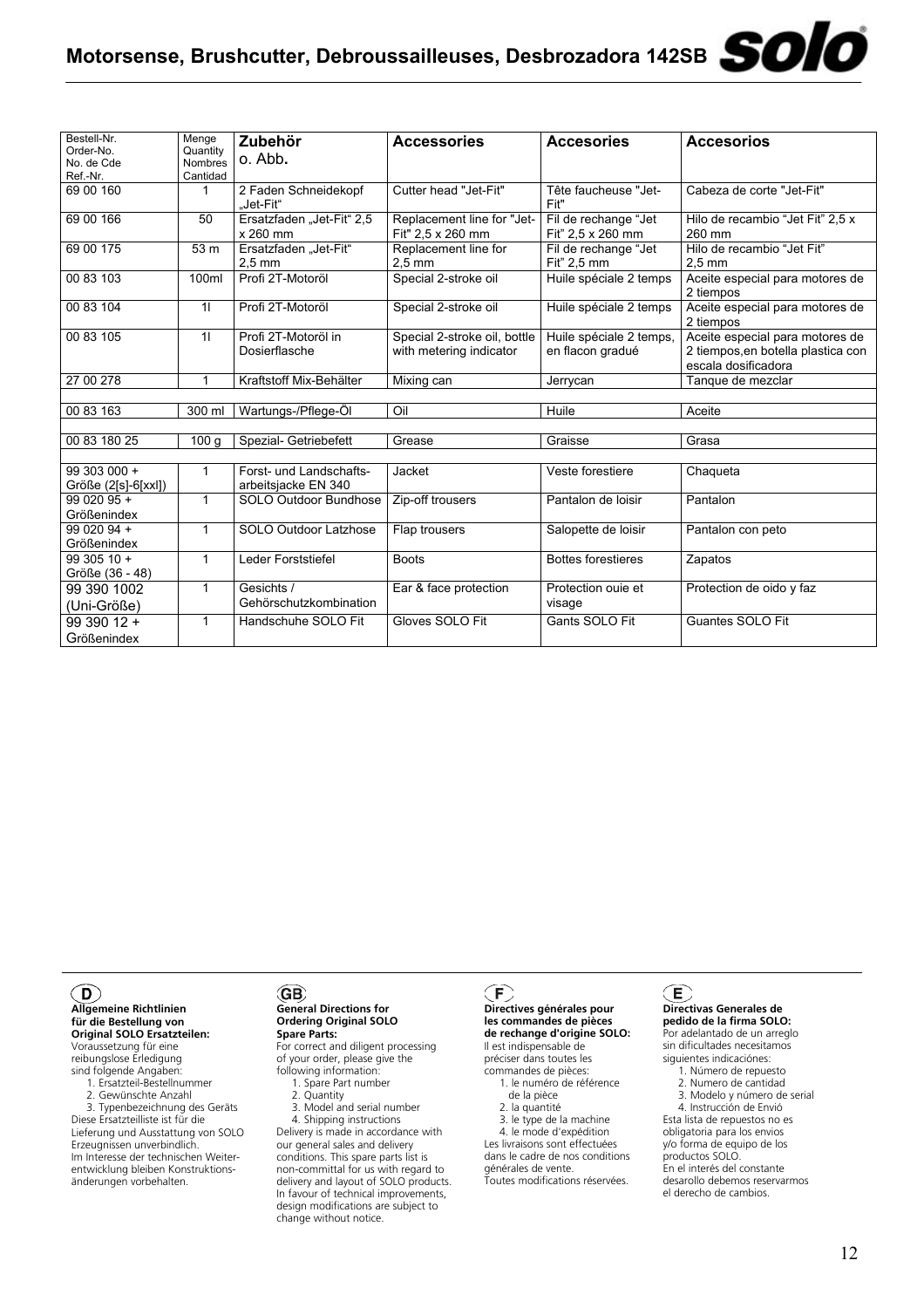| Bestell-Nr.<br>Order-No.<br>No. de Cde<br>Ref.-Nr. | Menge<br>Quantity<br>Nombres<br>Cantidad | **Zubehör**<br>o. Abb. | **Accessories** | **Accesories** | **Accesorios** |
|---|---|---|---|---|---|
| 69 00 160 | 1 | 2 Faden Schneidekopf „Jet-Fit" | Cutter head "Jet-Fit" | Tête faucheuse "Jet-Fit" | Cabeza de corte "Jet-Fit" |
| 69 00 166 | 50 | Ersatzfaden „Jet-Fit" 2,5 x 260 mm | Replacement line for "Jet-Fit" 2,5 x 260 mm | Fil de rechange "Jet Fit" 2,5 x 260 mm | Hilo de recambio "Jet Fit" 2,5 x 260 mm |
| 69 00 175 | 53 m | Ersatzfaden „Jet-Fit" 2,5 mm | Replacement line for 2,5 mm | Fil de rechange "Jet Fit" 2,5 mm | Hilo de recambio "Jet Fit" 2,5 mm |
| 00 83 103 | 100ml | Profi 2T-Motoröl | Special 2-stroke oil | Huile spéciale 2 temps | Aceite especial para motores de 2 tiempos |
| 00 83 104 | 1l | Profi 2T-Motoröl | Special 2-stroke oil | Huile spéciale 2 temps | Aceite especial para motores de 2 tiempos |
| 00 83 105 | 1l | Profi 2T-Motoröl in Dosierflasche | Special 2-stroke oil, bottle with metering indicator | Huile spéciale 2 temps, en flacon gradué | Aceite especial para motores de 2 tiempos,en botella plastica con escala dosificadora |
| 27 00 278 | 1 | Kraftstoff Mix-Behälter | Mixing can | Jerrycan | Tanque de mezclar |
| | | | | | |
| 00 83 163 | 300 ml | Wartungs-/Pflege-Öl | Oil | Huile | Aceite |
| | | | | | |
| 00 83 180 25 | 100 g | Spezial- Getriebefett | Grease | Graisse | Grasa |
| | | | | | |
| 99 303 000 + Größe (2[s]-6[xxl]) | 1 | Forst- und Landschafts-arbeitsjacke EN 340 | Jacket | Veste forestiere | Chaqueta |
| 99 020 95 + Größenindex | 1 | SOLO Outdoor Bundhose | Zip-off trousers | Pantalon de loisir | Pantalon |
| 99 020 94 + Größenindex | 1 | SOLO Outdoor Latzhose | Flap trousers | Salopette de loisir | Pantalon con peto |
| 99 305 10 + Größe (36 - 48) | 1 | Leder Forststiefel | Boots | Bottes forestieres | Zapatos |
| 99 390 1002 (Uni-Größe) | 1 | Gesichts / Gehörschutzkombination | Ear & face protection | Protection ouie et visage | Protection de oido y faz |
| 99 390 12 + Größenindex | 1 | Handschuhe SOLO Fit | Gloves SOLO Fit | Gants SOLO Fit | Guantes SOLO Fit |

**D**

**Allgemeine Richtlinien für die Bestellung von Original SOLO Ersatzteilen:**
Voraussetzung für eine reibungslose Erledigung sind folgende Angaben:
1. Ersatzteil-Bestellnummer
2. Gewünschte Anzahl
3. Typenbezeichnung des Geräts

Diese Ersatzteilliste ist für die Lieferung und Ausstattung von SOLO Erzeugnissen unverbindlich.
Im Interesse der technischen Weiterentwicklung bleiben Konstruktionsänderungen vorbehalten.

**GB**

**General Directions for Ordering Original SOLO Spare Parts:**
For correct and diligent processing of your order, please give the following information:
1. Spare Part number
2. Quantity
3. Model and serial number
4. Shipping instructions

Delivery is made in accordance with our general sales and delivery conditions. This spare parts list is non-committal for us with regard to delivery and layout of SOLO products. In favour of technical improvements, design modifications are subject to change without notice.

**F**

**Directives générales pour les commandes de pièces de rechange d'origine SOLO:**
Il est indispensable de préciser dans toutes les commandes de pièces:
1. le numéro de référence de la pièce
2. la quantité
3. le type de la machine
4. le mode d'expédition

Les livraisons sont effectuées dans le cadre de nos conditions générales de vente.
Toutes modifications réservées.

**E**

**Directivas Generales de pedido de la firma SOLO:**
Por adelantado de un arreglo sin dificultades necesitamos siguientes indicaciónes:
1. Número de repuesto
2. Numero de cantidad
3. Modelo y número de serial
4. Instrucción de Envió

Esta lista de repuestos no es obligatoria para los envios y/o forma de equipo de los productos SOLO.
En el interés del constante desarollo debemos reservarmos el derecho de cambios.